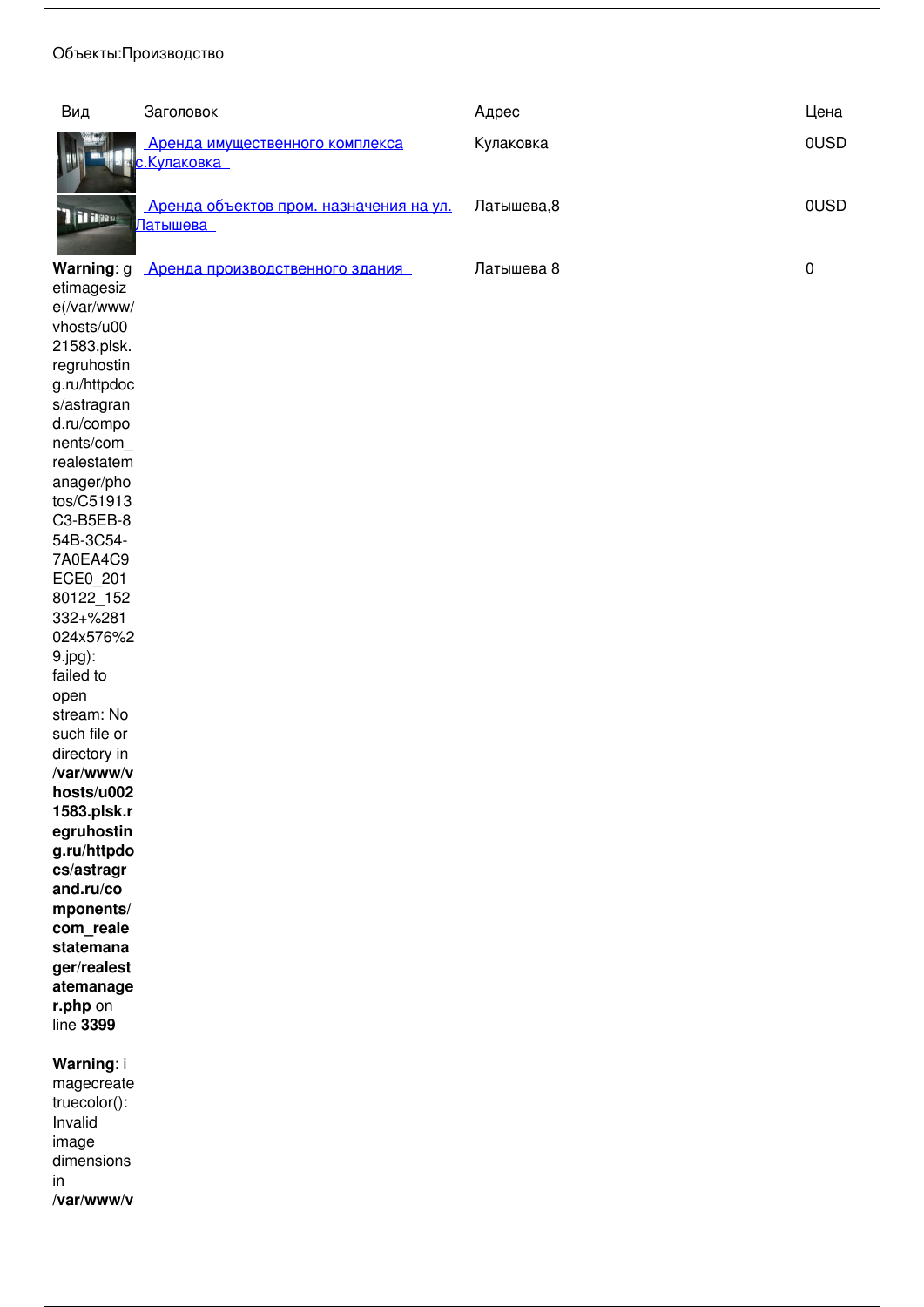Объекты:Производство

| Вид | Заголовок | Адрес | Цена |
| --- | --- | --- | --- |
| | Аренда имущественного комплекса с.Кулаковка | Кулаковка | 0USD |
| | Аренда объектов пром. назначения на ул. Латышева | Латышева,8 | 0USD |
| **Warning**: getimagesize(/var/www/vhosts/u0021583.plsk.regruhosting.ru/httpdocs/astragrand.ru/components/com_realestatemanager/photos/C51913C3-B5EB-854B-3C54-7A0EA4C9ECE0_20180122_152332+%281024x576%29.jpg): failed to open stream: No such file or directory in **/var/www/vhosts/u0021583.plsk.regruhosting.ru/httpdocs/astragrand.ru/components/com_realestatemanager/realestatemanager.php** on line **3399**<br><br>**Warning**: imagecreatetruecolor(): Invalid image dimensions in **/var/www/v** | Аренда производственного здания | Латышева 8 | 0 |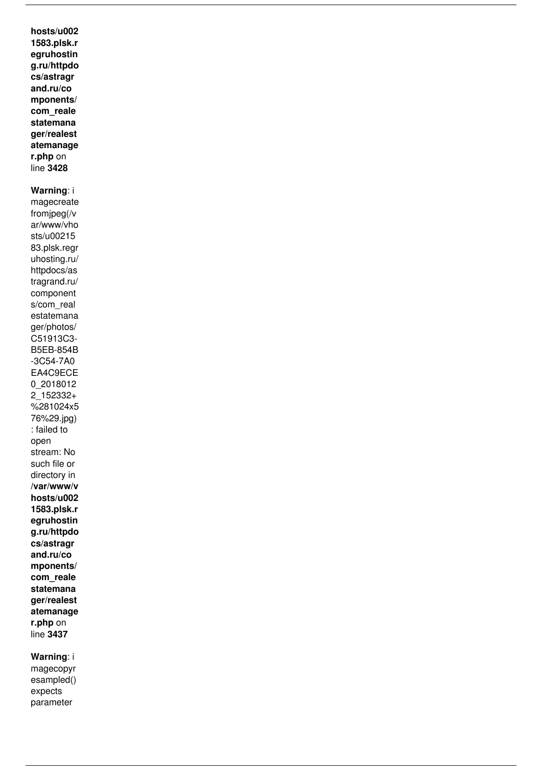**hosts/u0021583.plsk.regruhosting.ru/httpdocs/astragrand.ru/components/com_realestatemanager/realestatemanager.php** on line **3428**

**Warning**: imagecreatefromjpeg(/var/www/vhosts/u0021583.plsk.regruhosting.ru/httpdocs/astragrand.ru/components/com_realestatemanager/photos/C51913C3-B5EB-854B-3C54-7A0EA4C9ECE0_20180122_152332+%281024x576%29.jpg): failed to open stream: No such file or directory in **/var/www/vhosts/u0021583.plsk.regruhosting.ru/httpdocs/astragrand.ru/components/com_realestatemanager/realestatemanager.php** on line **3437**

**Warning**: imagecopyresampled() expects parameter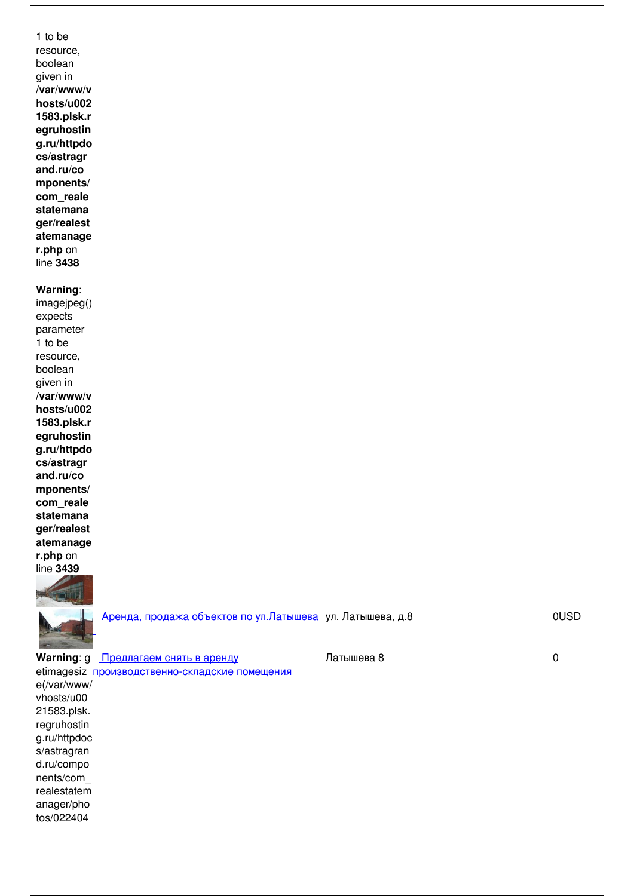1 to be resource, boolean given in **/var/www/vhosts/u0021583.plsk.regruhosting.ru/httpdocs/astragrand.ru/components/com_realestatemanager/realestatemanager.php** on line **3438**

**Warning**: imagejpeg() expects parameter 1 to be resource, boolean given in **/var/www/vhosts/u0021583.plsk.regruhosting.ru/httpdocs/astragrand.ru/components/com_realestatemanager/realestatemanager.php** on line **3439**

| | | | |
|---|---|---|---|
| | Аренда, продажа объектов по ул.Латышева | ул. Латышева, д.8 | 0USD |
| **Warning**: getimagesize(/var/www/vhosts/u0021583.plsk.regruhosting.ru/httpdocs/astragrand.ru/components/com_realestatemanager/photos/022404 | Предлагаем снять в аренду производственно-складские помещения | Латышева 8 | 0 |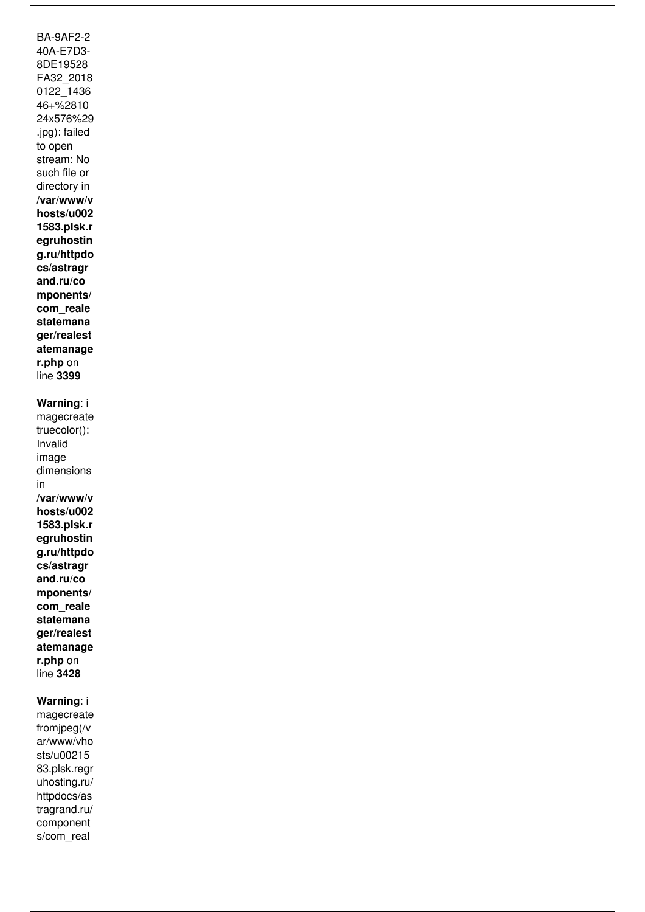BA-9AF2-240A-E7D3-8DE19528FA32_20180122_143646+%281024x576%29.jpg): failed to open stream: No such file or directory in **/var/www/vhosts/u0021583.plsk.regruhosting.ru/httpdocs/astragrand.ru/components/com_realestatemanager/realestatemanager.php** on line **3399**

**Warning**: imagecreatetruecolor(): Invalid image dimensions in **/var/www/vhosts/u0021583.plsk.regruhosting.ru/httpdocs/astragrand.ru/components/com_realestatemanager/realestatemanager.php** on line **3428**

**Warning**: imagecreatefromjpeg(/var/www/vhosts/u0021583.plsk.regruhosting.ru/httpdocs/astragrand.ru/components/com_real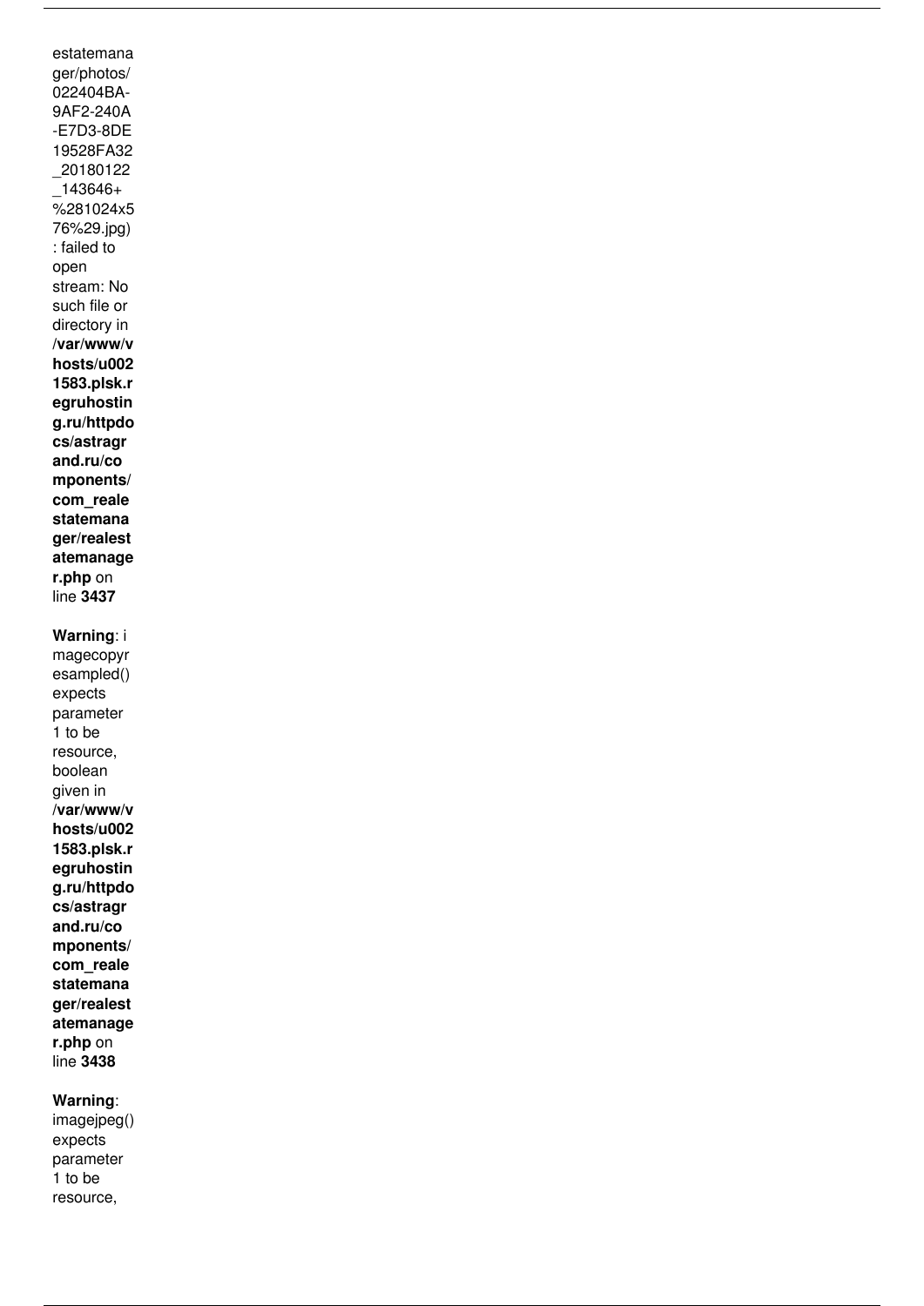estatemanager/photos/022404BA-9AF2-240A-E7D3-8DE19528FA32_20180122_143646+%281024x576%29.jpg): failed to open stream: No such file or directory in **/var/www/vhosts/u0021583.plsk.regruhosting.ru/httpdocs/astragrand.ru/components/com_realestatemanager/realestatemanager.php** on line **3437**

**Warning**: imagecopyresampled() expects parameter 1 to be resource, boolean given in **/var/www/vhosts/u0021583.plsk.regruhosting.ru/httpdocs/astragrand.ru/components/com_realestatemanager/realestatemanager.php** on line **3438**

**Warning**: imagejpeg() expects parameter 1 to be resource,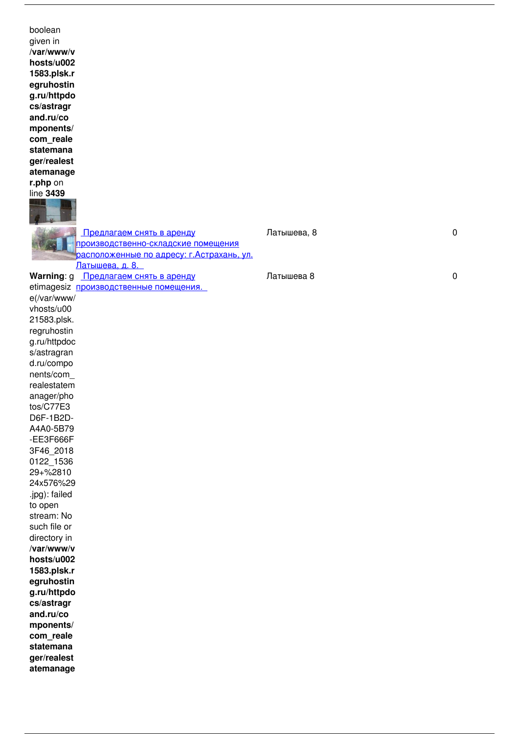boolean given in **/var/www/vhosts/u0021583.plsk.regruhosting.ru/httpdocs/astragrand.ru/components/com_realestatemanager/realestatemanager.php** on line **3439**

| | | | |
|---|---|---|---|
| | [Предлагаем снять в аренду производственно-складские помещения расположенные по адресу: г.Астрахань, ул. Латышева, д. 8.]() | Латышева, 8 | 0 |
| **Warning**: getimagesize(/var/www/vhosts/u0021583.plsk.regruhosting.ru/httpdocs/astragrand.ru/components/com_realestatemanager/photos/C77E3D6F-1B2D-A4A0-5B79-EE3F666F3F46_20180122_153629+%281024x576%29.jpg): failed to open stream: No such file or directory in **/var/www/vhosts/u0021583.plsk.regruhosting.ru/httpdocs/astragrand.ru/components/com_realestatemanage** | [Предлагаем снять в аренду производственные помещения.]() | Латышева 8 | 0 |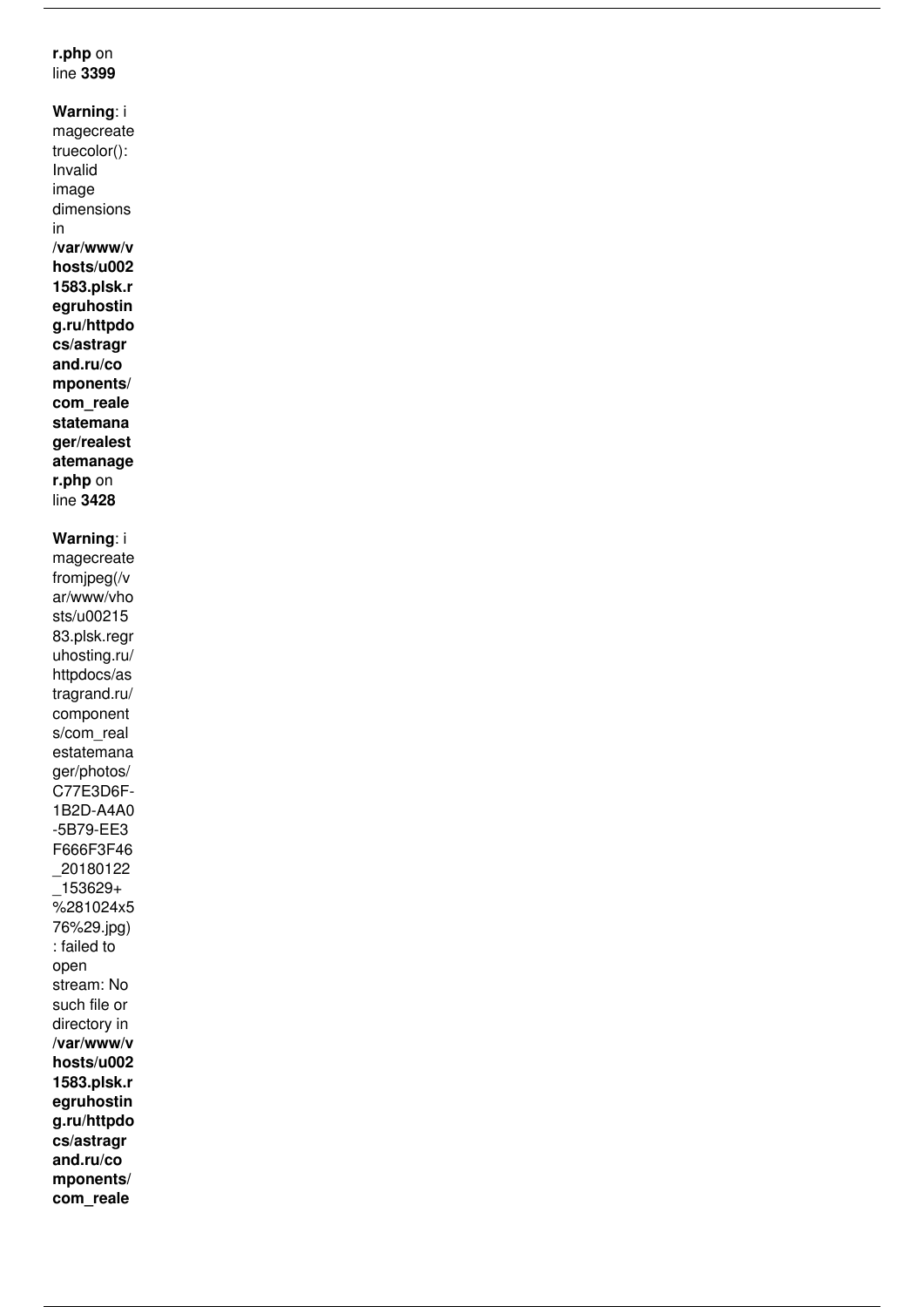**r.php** on line **3399**

**Warning**: imagecreatetruecolor(): Invalid image dimensions in **/var/www/vhosts/u0021583.plsk.regruhosting.ru/httpdocs/astragrand.ru/components/com_realestatemanager/realestatemanager.php** on line **3428**

**Warning**: imagecreatefromjpeg(/var/www/vhosts/u0021583.plsk.regruhosting.ru/httpdocs/astragrand.ru/components/com_realestatemanager/photos/C77E3D6F-1B2D-A4A0-5B79-EE3F666F3F46_20180122_153629+%281024x576%29.jpg): failed to open stream: No such file or directory in **/var/www/vhosts/u0021583.plsk.regruhosting.ru/httpdocs/astragrand.ru/components/com_reale**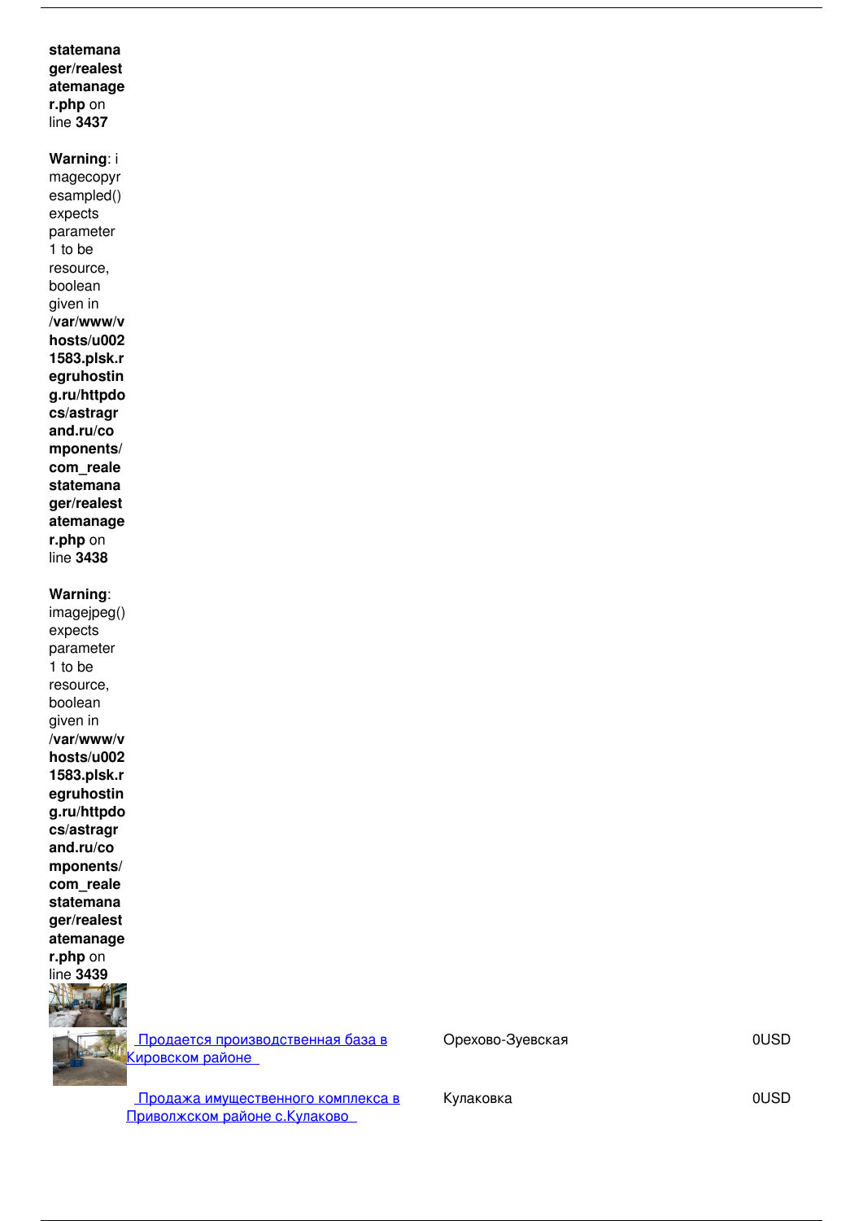**statemanager/realestatemanager.php** on line **3437**

**Warning**: imagecopyresampled() expects parameter 1 to be resource, boolean given in **/var/www/vhosts/u0021583.plsk.regruhosting.ru/httpdocs/astragrand.ru/components/com_realestatemanager/realestatemanager.php** on line **3438**

**Warning**: imagejpeg() expects parameter 1 to be resource, boolean given in **/var/www/vhosts/u0021583.plsk.regruhosting.ru/httpdocs/astragrand.ru/components/com_realestatemanager/realestatemanager.php** on line **3439**

| | | |
|---|---|---|
| Продается производственная база в Кировском районе | Орехово-Зуевская | 0USD |
| Продажа имущественного комплекса в Приволжском районе с.Кулаково | Кулаковка | 0USD |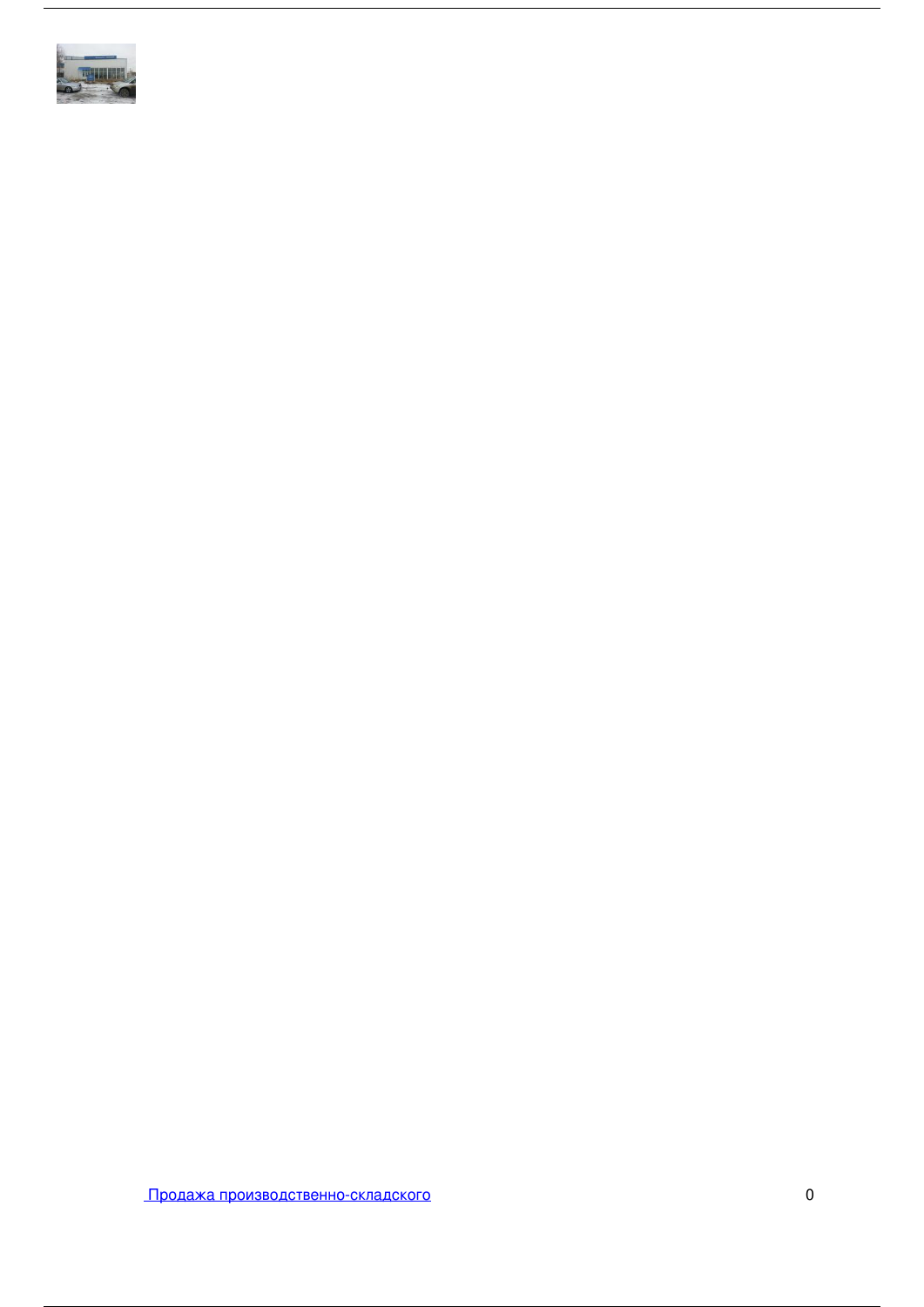[Продажа производственно-складского](#) 0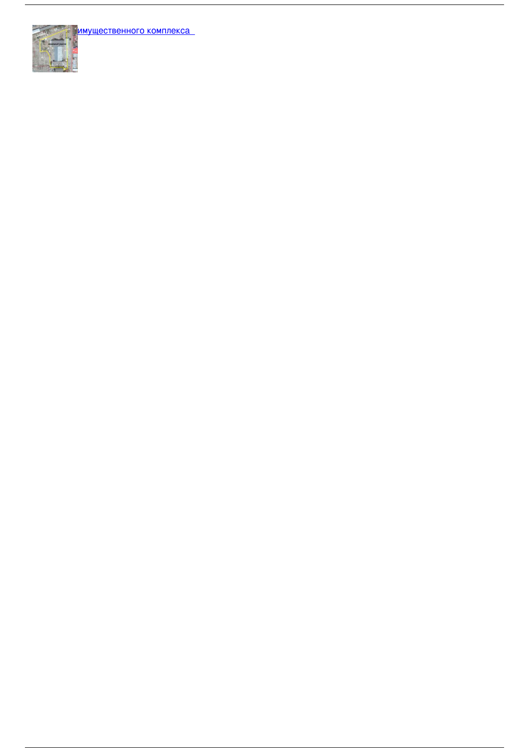имущественного комплекса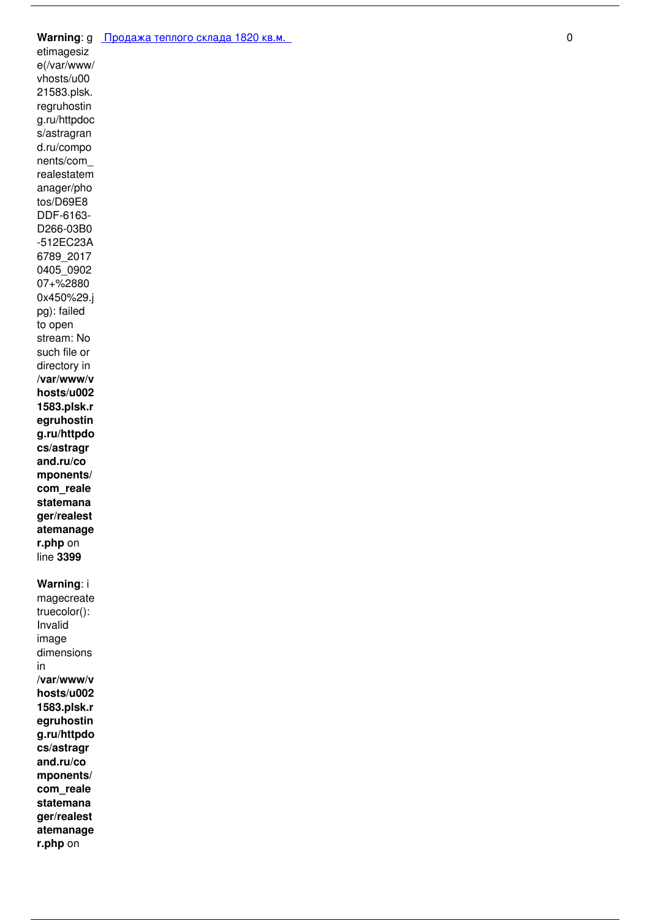| | | |
|---|---|---|
| **Warning**: getimagesize(/var/www/vhosts/u0021583.plsk.regruhosting.ru/httpdocs/astragrand.ru/components/com_realestatemanager/photos/D69E8DDF-6163-D266-03B0-512EC23A6789_20170405_090207+%28800x450%29.jpg): failed to open stream: No such file or directory in **/var/www/vhosts/u0021583.plsk.regruhosting.ru/httpdocs/astragrand.ru/components/com_realestatemanager/realestatemanager.php** on line **3399**<br><br>**Warning**: imagecreatetruecolor(): Invalid image dimensions in **/var/www/vhosts/u0021583.plsk.regruhosting.ru/httpdocs/astragrand.ru/components/com_realestatemanager/realestatemanager.php** on | Продажа теплого склада 1820 кв.м. | 0 |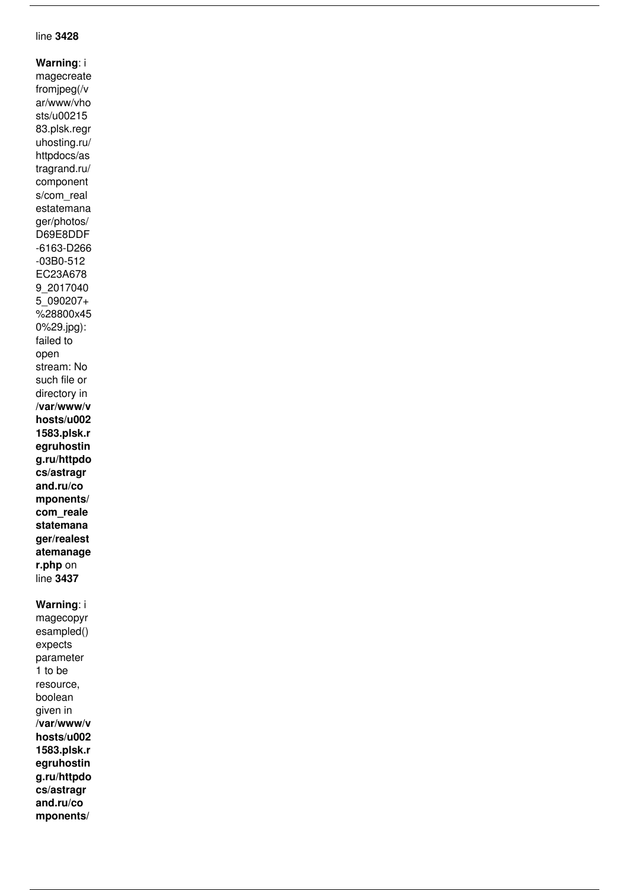line **3428**

**Warning**: imagecreatefromjpeg(/var/www/vhosts/u0021583.plsk.regruhosting.ru/httpdocs/astragrand.ru/components/com_realestatemanager/photos/D69E8DDF-6163-D266-03B0-512EC23A6789_20170405_090207+%28800x450%29.jpg): failed to open stream: No such file or directory in **/var/www/vhosts/u0021583.plsk.regruhosting.ru/httpdocs/astragrand.ru/components/com_realestatemanager/realestatemanager.php** on line **3437**

**Warning**: imagecopyresampled() expects parameter 1 to be resource, boolean given in **/var/www/vhosts/u0021583.plsk.regruhosting.ru/httpdocs/astragrand.ru/components/**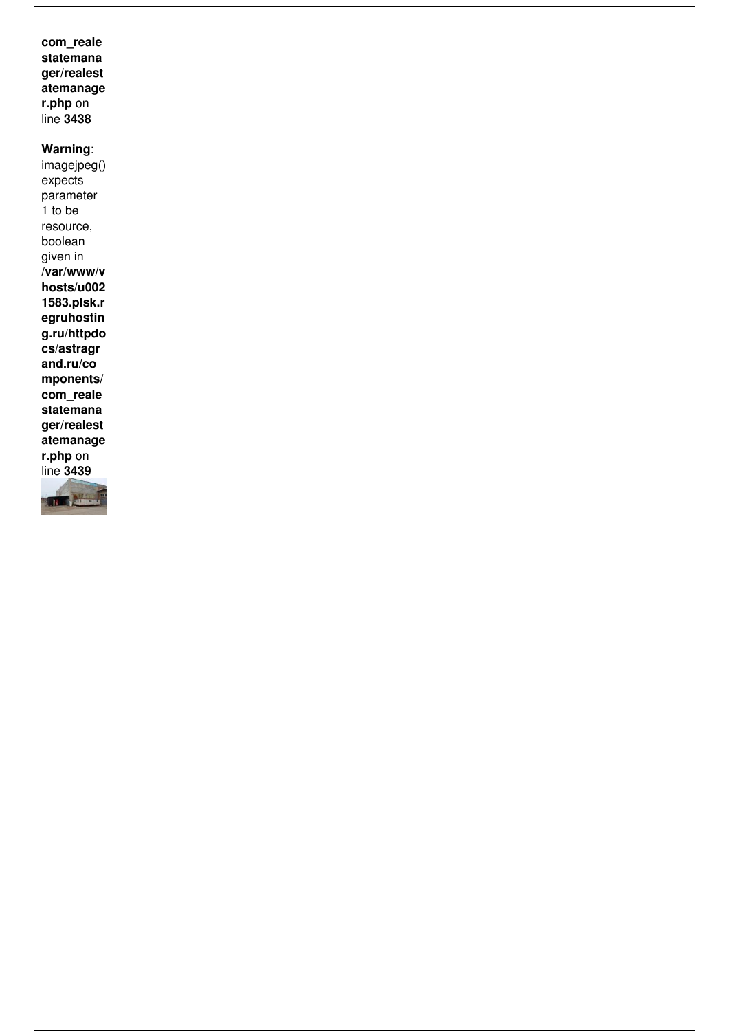**com_realestatemanager/realestatemanager.php** on line **3438**

**Warning**: imagejpeg() expects parameter 1 to be resource, boolean given in **/var/www/vhosts/u0021583.plsk.regruhosting.ru/httpdocs/astragrand.ru/components/com_realestatemanager/realestatemanager.php** on line **3439**